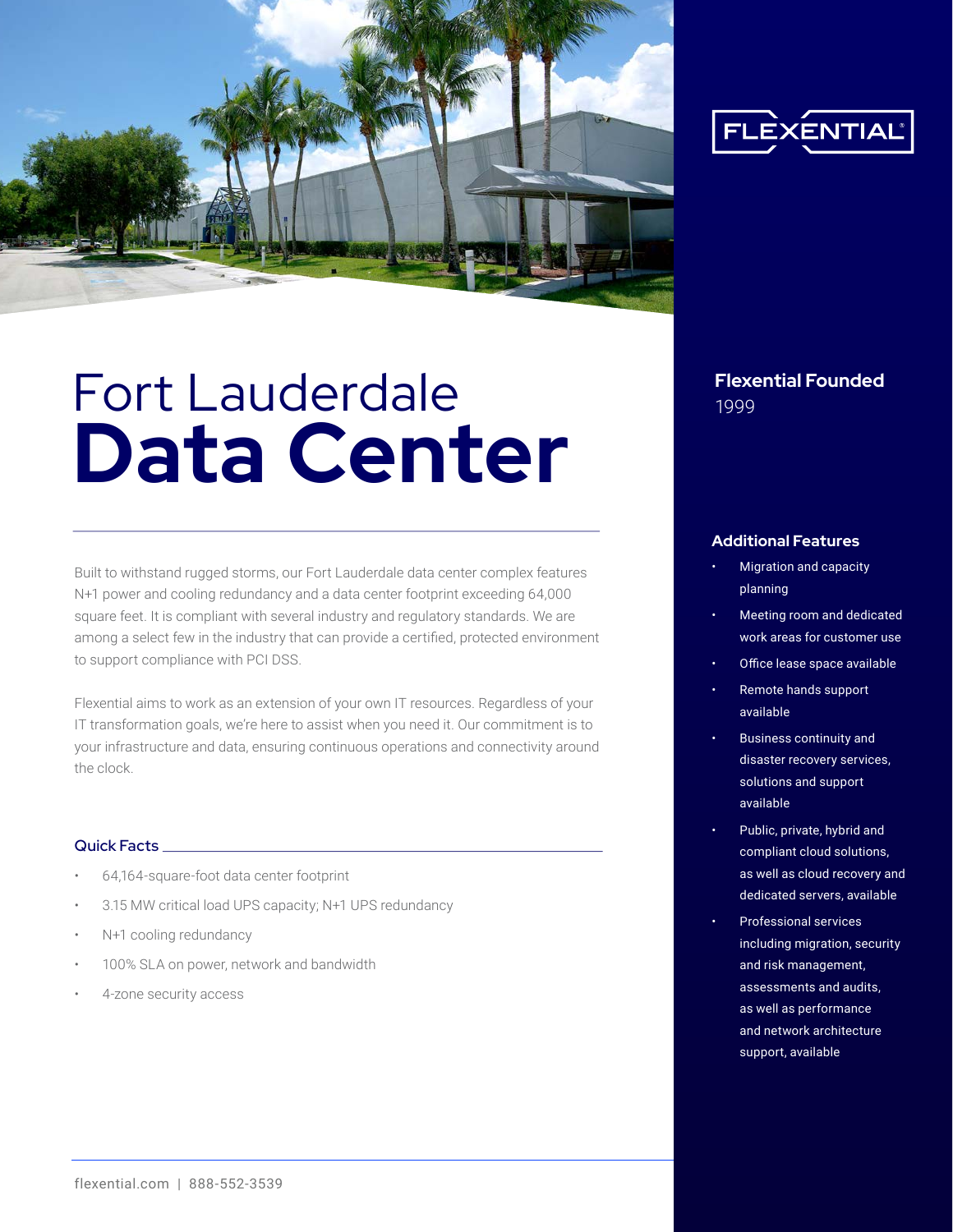FLEXENTIAL

# Fort Lauderdale **Data Center**

Built to withstand rugged storms, our Fort Lauderdale data center complex features N+1 power and cooling redundancy and a data center footprint exceeding 64,000 square feet. It is compliant with several industry and regulatory standards. We are among a select few in the industry that can provide a certified, protected environment to support compliance with PCI DSS.

Flexential aims to work as an extension of your own IT resources. Regardless of your IT transformation goals, we're here to assist when you need it. Our commitment is to your infrastructure and data, ensuring continuous operations and connectivity around the clock.

### Quick Facts

- 64,164-square-foot data center footprint
- 3.15 MW critical load UPS capacity; N+1 UPS redundancy
- N+1 cooling redundancy
- 100% SLA on power, network and bandwidth
- 4-zone security access

### Flexential Founded

1999

### Additional Features

- Migration and capacity planning
- Meeting room and dedicated work areas for customer use
- Office lease space available
- Remote hands support available
- Business continuity and disaster recovery services, solutions and support available
- Public, private, hybrid and compliant cloud solutions, as well as cloud recovery and dedicated servers, available
- Professional services including migration, security and risk management, assessments and audits, as well as performance and network architecture support, available

flexential.com | 888-552-3539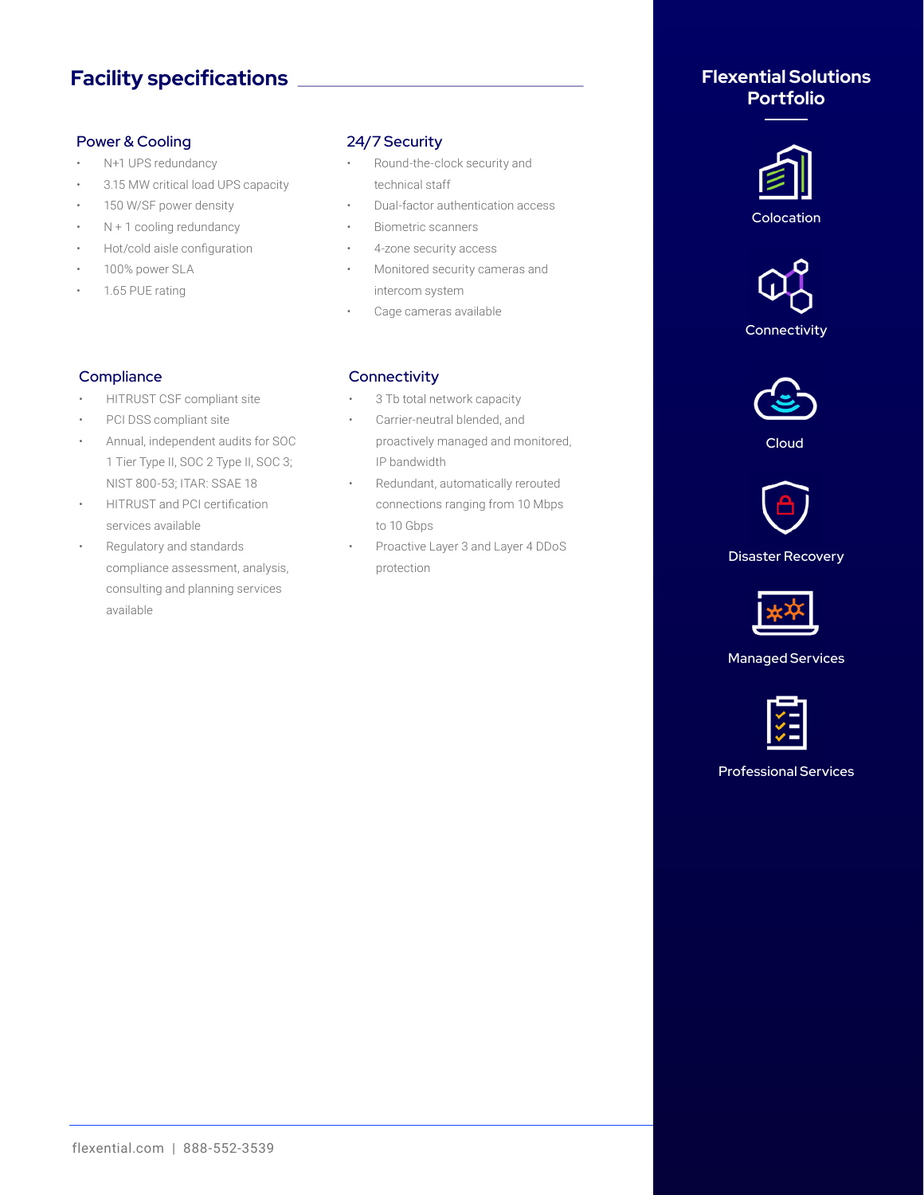## Facility specifications

### Power & Cooling

- N+1 UPS redundancy
- 3.15 MW critical load UPS capacity
- 150 W/SF power density
- N + 1 cooling redundancy
- Hot/cold aisle configuration
- 100% power SLA
- 1.65 PUE rating

### 24/7 Security

- Round-the-clock security and technical staff
- Dual-factor authentication access
- Biometric scanners
- 4-zone security access
- Monitored security cameras and intercom system
- Cage cameras available

### Compliance

- HITRUST CSF compliant site
- PCI DSS compliant site
- Annual, independent audits for SOC 1 Tier Type II, SOC 2 Type II, SOC 3; NIST 800-53; ITAR: SSAE 18
- HITRUST and PCI certification services available
- Regulatory and standards compliance assessment, analysis, consulting and planning services available

### Connectivity

- 3 Tb total network capacity
- Carrier-neutral blended, and proactively managed and monitored, IP bandwidth
- Redundant, automatically rerouted connections ranging from 10 Mbps to 10 Gbps
- Proactive Layer 3 and Layer 4 DDoS protection

## Flexential Solutions Portfolio

Colocation

Connectivity

Cloud

Disaster Recovery

Managed Services

Professional Services

flexential.com | 888-552-3539